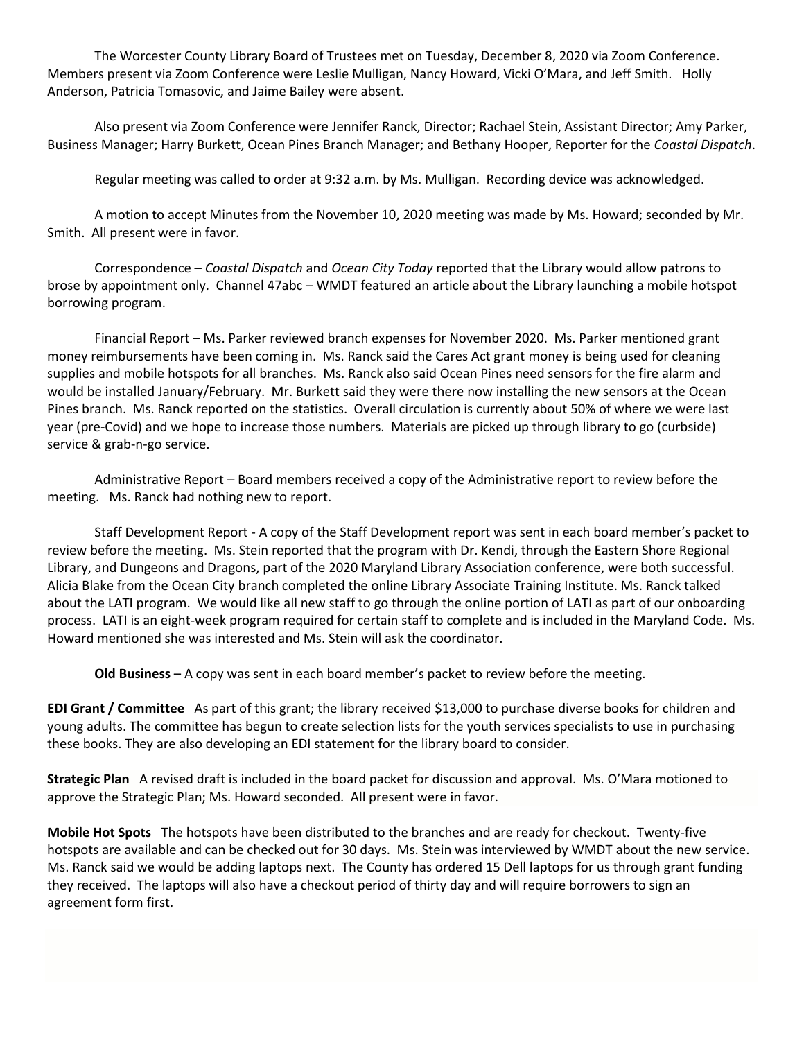The Worcester County Library Board of Trustees met on Tuesday, December 8, 2020 via Zoom Conference. Members present via Zoom Conference were Leslie Mulligan, Nancy Howard, Vicki O'Mara, and Jeff Smith. Holly Anderson, Patricia Tomasovic, and Jaime Bailey were absent.

Also present via Zoom Conference were Jennifer Ranck, Director; Rachael Stein, Assistant Director; Amy Parker, Business Manager; Harry Burkett, Ocean Pines Branch Manager; and Bethany Hooper, Reporter for the *Coastal Dispatch*.

Regular meeting was called to order at 9:32 a.m. by Ms. Mulligan. Recording device was acknowledged.

A motion to accept Minutes from the November 10, 2020 meeting was made by Ms. Howard; seconded by Mr. Smith. All present were in favor.

Correspondence – *Coastal Dispatch* and *Ocean City Today* reported that the Library would allow patrons to brose by appointment only. Channel 47abc – WMDT featured an article about the Library launching a mobile hotspot borrowing program.

Financial Report – Ms. Parker reviewed branch expenses for November 2020. Ms. Parker mentioned grant money reimbursements have been coming in. Ms. Ranck said the Cares Act grant money is being used for cleaning supplies and mobile hotspots for all branches. Ms. Ranck also said Ocean Pines need sensors for the fire alarm and would be installed January/February. Mr. Burkett said they were there now installing the new sensors at the Ocean Pines branch. Ms. Ranck reported on the statistics. Overall circulation is currently about 50% of where we were last year (pre-Covid) and we hope to increase those numbers. Materials are picked up through library to go (curbside) service & grab-n-go service.

Administrative Report – Board members received a copy of the Administrative report to review before the meeting. Ms. Ranck had nothing new to report.

Staff Development Report - A copy of the Staff Development report was sent in each board member's packet to review before the meeting. Ms. Stein reported that the program with Dr. Kendi, through the Eastern Shore Regional Library, and Dungeons and Dragons, part of the 2020 Maryland Library Association conference, were both successful. Alicia Blake from the Ocean City branch completed the online Library Associate Training Institute. Ms. Ranck talked about the LATI program. We would like all new staff to go through the online portion of LATI as part of our onboarding process. LATI is an eight-week program required for certain staff to complete and is included in the Maryland Code. Ms. Howard mentioned she was interested and Ms. Stein will ask the coordinator.

**Old Business** – A copy was sent in each board member's packet to review before the meeting.

**EDI Grant / Committee** As part of this grant; the library received $13,000 to purchase diverse books for children and young adults. The committee has begun to create selection lists for the youth services specialists to use in purchasing these books. They are also developing an EDI statement for the library board to consider.

**Strategic Plan** A revised draft is included in the board packet for discussion and approval. Ms. O'Mara motioned to approve the Strategic Plan; Ms. Howard seconded. All present were in favor.

**Mobile Hot Spots** The hotspots have been distributed to the branches and are ready for checkout. Twenty-five hotspots are available and can be checked out for 30 days. Ms. Stein was interviewed by WMDT about the new service. Ms. Ranck said we would be adding laptops next. The County has ordered 15 Dell laptops for us through grant funding they received. The laptops will also have a checkout period of thirty day and will require borrowers to sign an agreement form first.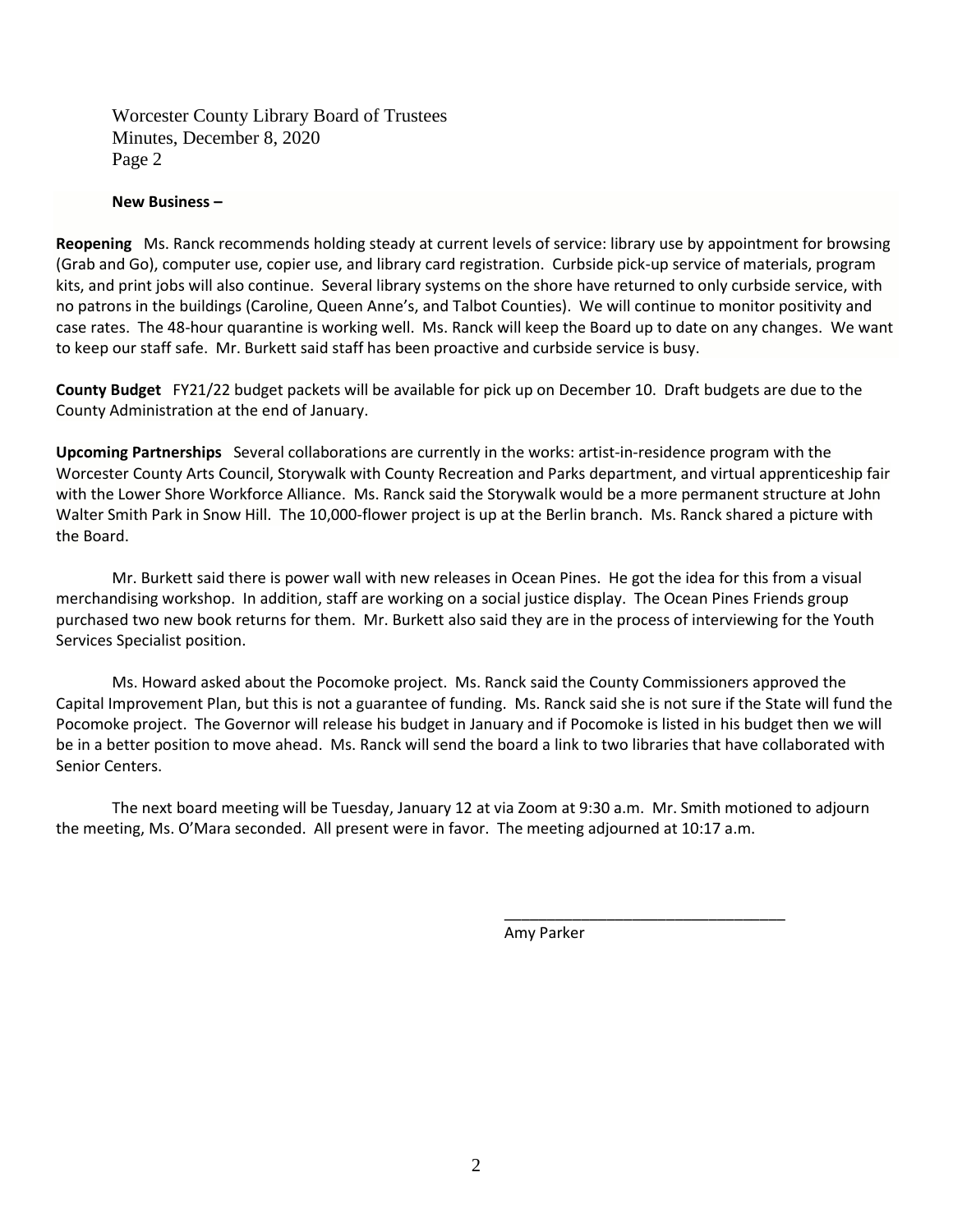**New Business –**

**Reopening** Ms. Ranck recommends holding steady at current levels of service: library use by appointment for browsing (Grab and Go), computer use, copier use, and library card registration. Curbside pick-up service of materials, program kits, and print jobs will also continue. Several library systems on the shore have returned to only curbside service, with no patrons in the buildings (Caroline, Queen Anne's, and Talbot Counties). We will continue to monitor positivity and case rates. The 48-hour quarantine is working well. Ms. Ranck will keep the Board up to date on any changes. We want to keep our staff safe. Mr. Burkett said staff has been proactive and curbside service is busy.

**County Budget** FY21/22 budget packets will be available for pick up on December 10. Draft budgets are due to the County Administration at the end of January.

**Upcoming Partnerships** Several collaborations are currently in the works: artist-in-residence program with the Worcester County Arts Council, Storywalk with County Recreation and Parks department, and virtual apprenticeship fair with the Lower Shore Workforce Alliance. Ms. Ranck said the Storywalk would be a more permanent structure at John Walter Smith Park in Snow Hill. The 10,000-flower project is up at the Berlin branch. Ms. Ranck shared a picture with the Board.

Mr. Burkett said there is power wall with new releases in Ocean Pines. He got the idea for this from a visual merchandising workshop. In addition, staff are working on a social justice display. The Ocean Pines Friends group purchased two new book returns for them. Mr. Burkett also said they are in the process of interviewing for the Youth Services Specialist position.

Ms. Howard asked about the Pocomoke project. Ms. Ranck said the County Commissioners approved the Capital Improvement Plan, but this is not a guarantee of funding. Ms. Ranck said she is not sure if the State will fund the Pocomoke project. The Governor will release his budget in January and if Pocomoke is listed in his budget then we will be in a better position to move ahead. Ms. Ranck will send the board a link to two libraries that have collaborated with Senior Centers.

The next board meeting will be Tuesday, January 12 at via Zoom at 9:30 a.m. Mr. Smith motioned to adjourn the meeting, Ms. O'Mara seconded. All present were in favor. The meeting adjourned at 10:17 a.m.

\_\_\_\_\_\_\_\_\_\_\_\_\_\_\_\_\_\_\_\_\_\_\_\_\_\_\_\_\_\_\_\_

Amy Parker